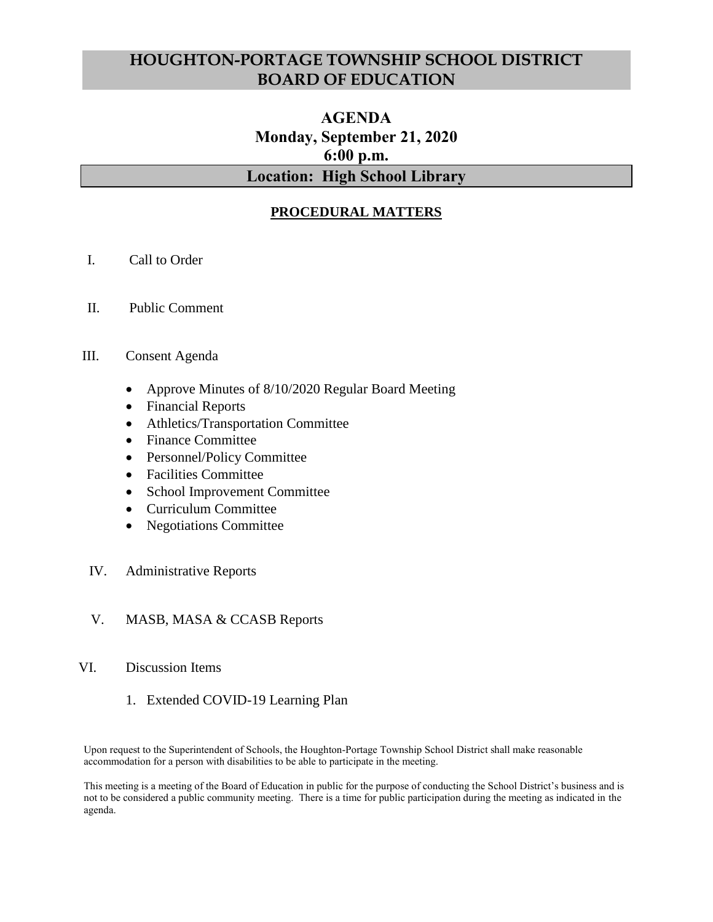# HOUGHTON-PORTAGE TOWNSHIP SCHOOL DISTRICT BOARD OF EDUCATION

## AGENDA
## Monday, September 21, 2020
## 6:00 p.m.

## Location: High School Library

### PROCEDURAL MATTERS

I. Call to Order

II. Public Comment

III. Consent Agenda

- Approve Minutes of 8/10/2020 Regular Board Meeting
- Financial Reports
- Athletics/Transportation Committee
- Finance Committee
- Personnel/Policy Committee
- Facilities Committee
- School Improvement Committee
- Curriculum Committee
- Negotiations Committee

IV. Administrative Reports

V. MASB, MASA & CCASB Reports

VI. Discussion Items

1. Extended COVID-19 Learning Plan

Upon request to the Superintendent of Schools, the Houghton-Portage Township School District shall make reasonable accommodation for a person with disabilities to be able to participate in the meeting.

This meeting is a meeting of the Board of Education in public for the purpose of conducting the School District's business and is not to be considered a public community meeting. There is a time for public participation during the meeting as indicated in the agenda.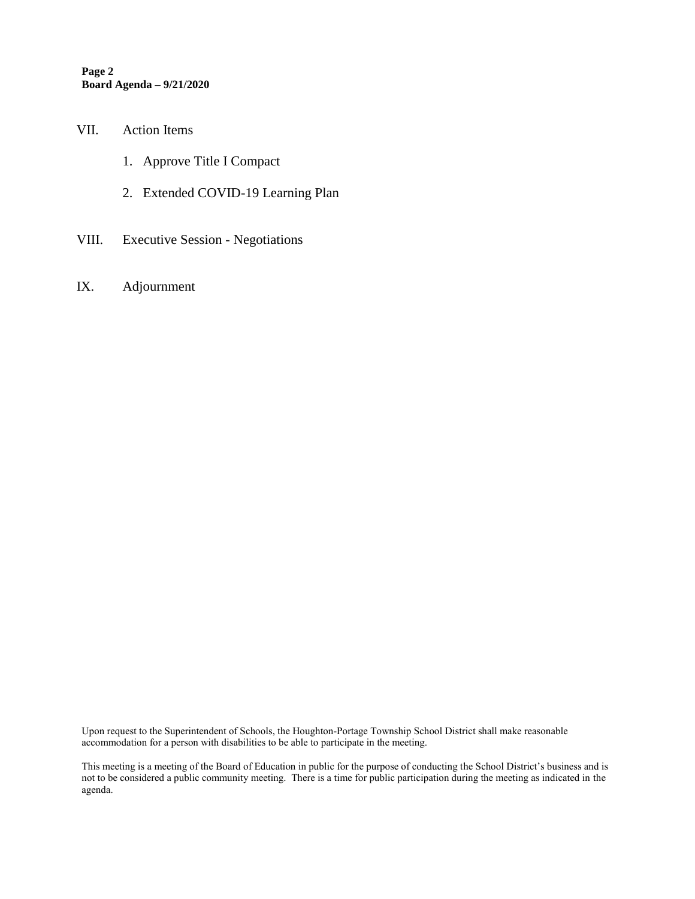VII. Action Items

1. Approve Title I Compact
2. Extended COVID-19 Learning Plan

VIII. Executive Session - Negotiations

IX. Adjournment

Upon request to the Superintendent of Schools, the Houghton-Portage Township School District shall make reasonable accommodation for a person with disabilities to be able to participate in the meeting.

This meeting is a meeting of the Board of Education in public for the purpose of conducting the School District's business and is not to be considered a public community meeting. There is a time for public participation during the meeting as indicated in the agenda.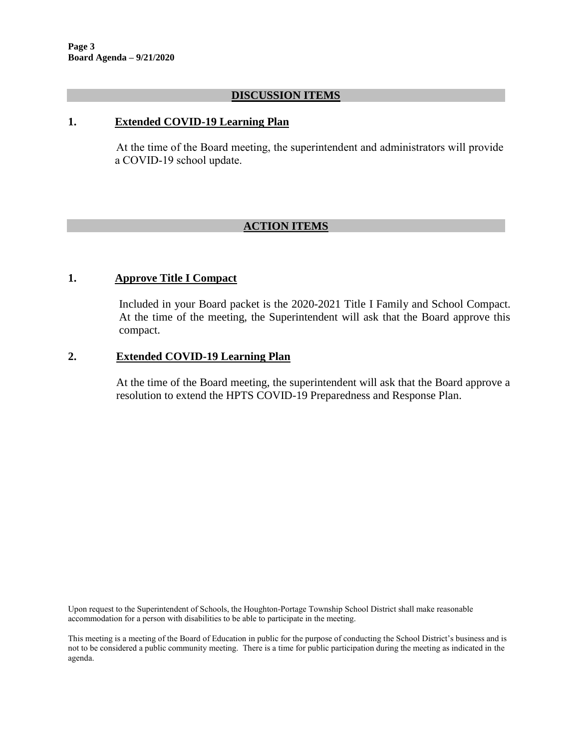## DISCUSSION ITEMS

### 1. Extended COVID-19 Learning Plan

At the time of the Board meeting, the superintendent and administrators will provide a COVID-19 school update.

## ACTION ITEMS

### 1. Approve Title I Compact

Included in your Board packet is the 2020-2021 Title I Family and School Compact. At the time of the meeting, the Superintendent will ask that the Board approve this compact.

### 2. Extended COVID-19 Learning Plan

At the time of the Board meeting, the superintendent will ask that the Board approve a resolution to extend the HPTS COVID-19 Preparedness and Response Plan.

Upon request to the Superintendent of Schools, the Houghton-Portage Township School District shall make reasonable accommodation for a person with disabilities to be able to participate in the meeting.

This meeting is a meeting of the Board of Education in public for the purpose of conducting the School District's business and is not to be considered a public community meeting. There is a time for public participation during the meeting as indicated in the agenda.